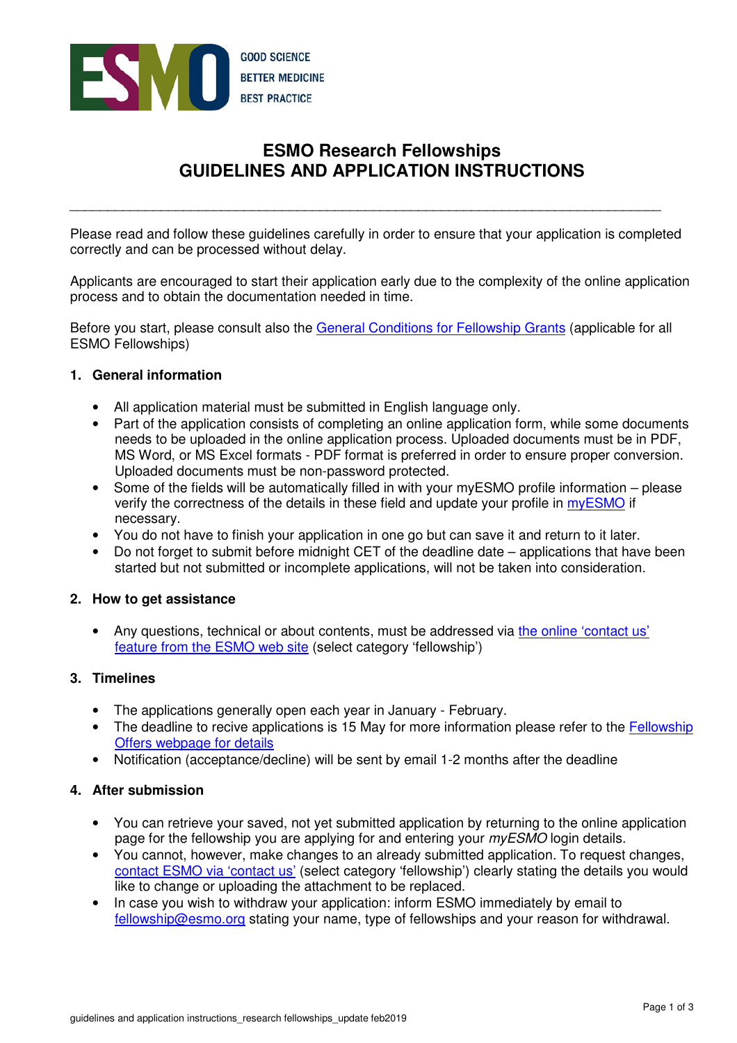GOOD SCIENCE
BETTER MEDICINE
BEST PRACTICE

# ESMO Research Fellowships
# GUIDELINES AND APPLICATION INSTRUCTIONS

---

Please read and follow these guidelines carefully in order to ensure that your application is completed correctly and can be processed without delay.

Applicants are encouraged to start their application early due to the complexity of the online application process and to obtain the documentation needed in time.

Before you start, please consult also the General Conditions for Fellowship Grants (applicable for all ESMO Fellowships)

## 1. General information

- All application material must be submitted in English language only.
- Part of the application consists of completing an online application form, while some documents needs to be uploaded in the online application process. Uploaded documents must be in PDF, MS Word, or MS Excel formats - PDF format is preferred in order to ensure proper conversion. Uploaded documents must be non-password protected.
- Some of the fields will be automatically filled in with your myESMO profile information – please verify the correctness of the details in these field and update your profile in myESMO if necessary.
- You do not have to finish your application in one go but can save it and return to it later.
- Do not forget to submit before midnight CET of the deadline date – applications that have been started but not submitted or incomplete applications, will not be taken into consideration.

## 2. How to get assistance

- Any questions, technical or about contents, must be addressed via the online 'contact us' feature from the ESMO web site (select category 'fellowship')

## 3. Timelines

- The applications generally open each year in January - February.
- The deadline to recive applications is 15 May for more information please refer to the Fellowship Offers webpage for details
- Notification (acceptance/decline) will be sent by email 1-2 months after the deadline

## 4. After submission

- You can retrieve your saved, not yet submitted application by returning to the online application page for the fellowship you are applying for and entering your *myESMO* login details.
- You cannot, however, make changes to an already submitted application. To request changes, contact ESMO via 'contact us' (select category 'fellowship') clearly stating the details you would like to change or uploading the attachment to be replaced.
- In case you wish to withdraw your application: inform ESMO immediately by email to fellowship@esmo.org stating your name, type of fellowships and your reason for withdrawal.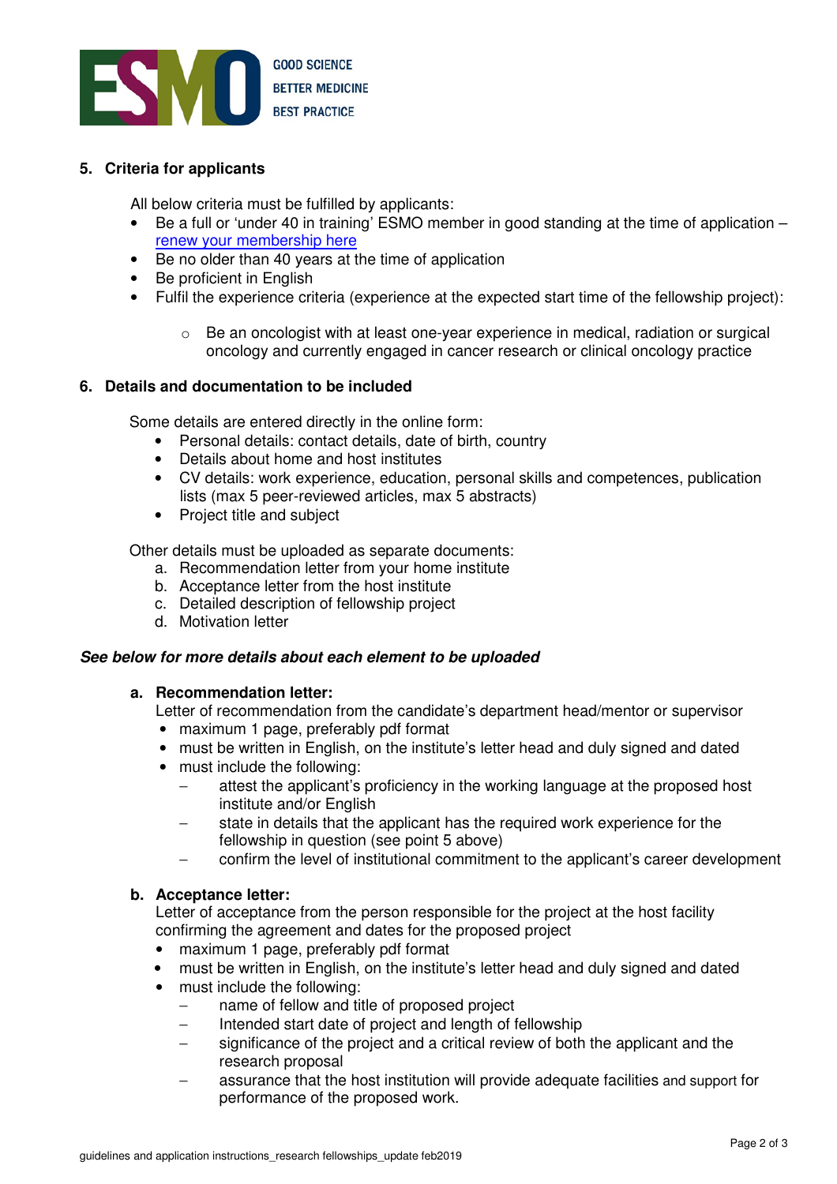## 5. Criteria for applicants

All below criteria must be fulfilled by applicants:

- Be a full or 'under 40 in training' ESMO member in good standing at the time of application – [renew your membership here]
- Be no older than 40 years at the time of application
- Be proficient in English
- Fulfil the experience criteria (experience at the expected start time of the fellowship project):
    - Be an oncologist with at least one-year experience in medical, radiation or surgical oncology and currently engaged in cancer research or clinical oncology practice

## 6. Details and documentation to be included

Some details are entered directly in the online form:

- Personal details: contact details, date of birth, country
- Details about home and host institutes
- CV details: work experience, education, personal skills and competences, publication lists (max 5 peer-reviewed articles, max 5 abstracts)
- Project title and subject

Other details must be uploaded as separate documents:

a. Recommendation letter from your home institute
b. Acceptance letter from the host institute
c. Detailed description of fellowship project
d. Motivation letter

***See below for more details about each element to be uploaded***

**a. Recommendation letter:**

Letter of recommendation from the candidate's department head/mentor or supervisor

- maximum 1 page, preferably pdf format
- must be written in English, on the institute's letter head and duly signed and dated
- must include the following:
    - attest the applicant's proficiency in the working language at the proposed host institute and/or English
    - state in details that the applicant has the required work experience for the fellowship in question (see point 5 above)
    - confirm the level of institutional commitment to the applicant's career development

**b. Acceptance letter:**

Letter of acceptance from the person responsible for the project at the host facility confirming the agreement and dates for the proposed project

- maximum 1 page, preferably pdf format
- must be written in English, on the institute's letter head and duly signed and dated
- must include the following:
    - name of fellow and title of proposed project
    - Intended start date of project and length of fellowship
    - significance of the project and a critical review of both the applicant and the research proposal
    - assurance that the host institution will provide adequate facilities and support for performance of the proposed work.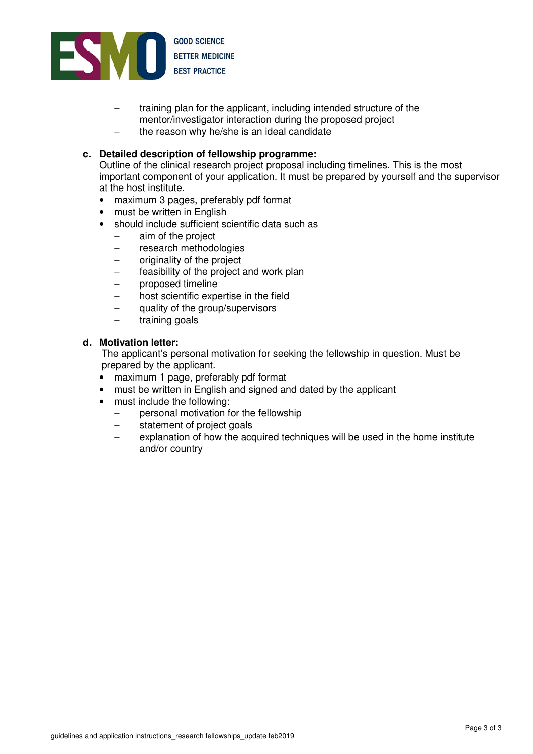- training plan for the applicant, including intended structure of the mentor/investigator interaction during the proposed project
- the reason why he/she is an ideal candidate

**c. Detailed description of fellowship programme:**

Outline of the clinical research project proposal including timelines. This is the most important component of your application. It must be prepared by yourself and the supervisor at the host institute.

- maximum 3 pages, preferably pdf format
- must be written in English
- should include sufficient scientific data such as
  - aim of the project
  - research methodologies
  - originality of the project
  - feasibility of the project and work plan
  - proposed timeline
  - host scientific expertise in the field
  - quality of the group/supervisors
  - training goals

**d. Motivation letter:**

The applicant's personal motivation for seeking the fellowship in question. Must be prepared by the applicant.

- maximum 1 page, preferably pdf format
- must be written in English and signed and dated by the applicant
- must include the following:
  - personal motivation for the fellowship
  - statement of project goals
  - explanation of how the acquired techniques will be used in the home institute and/or country